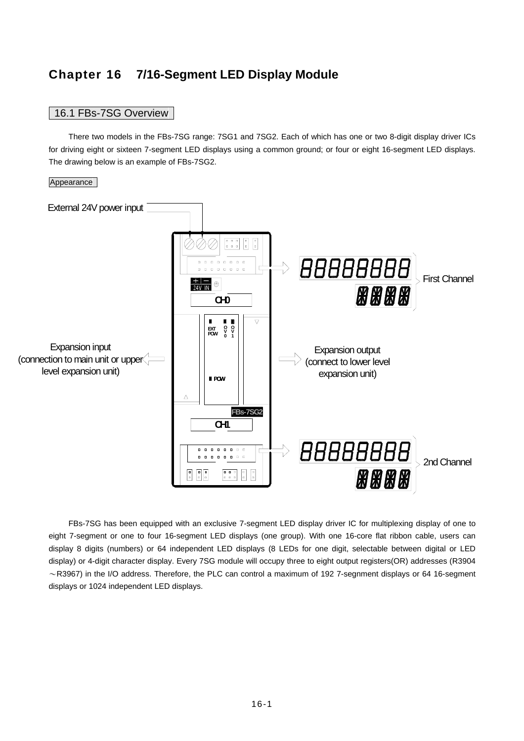# Chapter 16 7/16-Segment LED Display Module

## 16.1 FBs-7SG Overview

There two models in the FBs-7SG range: 7SG1 and 7SG2. Each of which has one or two 8-digit display driver ICs for driving eight or sixteen 7-segment LED displays using a common ground; or four or eight 16-segment LED displays. The drawing below is an example of FBs-7SG2.

### Appearance

External 24V power input

First Channel

Expansion input (connection to main unit or upper level expansion unit)

Expansion output (connect to lower level expansion unit)

2nd Channel

FBs-7SG has been equipped with an exclusive 7-segment LED display driver IC for multiplexing display of one to eight 7-segment or one to four 16-segment LED displays (one group). With one 16-core flat ribbon cable, users can display 8 digits (numbers) or 64 independent LED displays (8 LEDs for one digit, selectable between digital or LED display) or 4-digit character display. Every 7SG module will occupy three to eight output registers(OR) addresses (R3904 ～R3967) in the I/O address. Therefore, the PLC can control a maximum of 192 7-segnment displays or 64 16-segment displays or 1024 independent LED displays.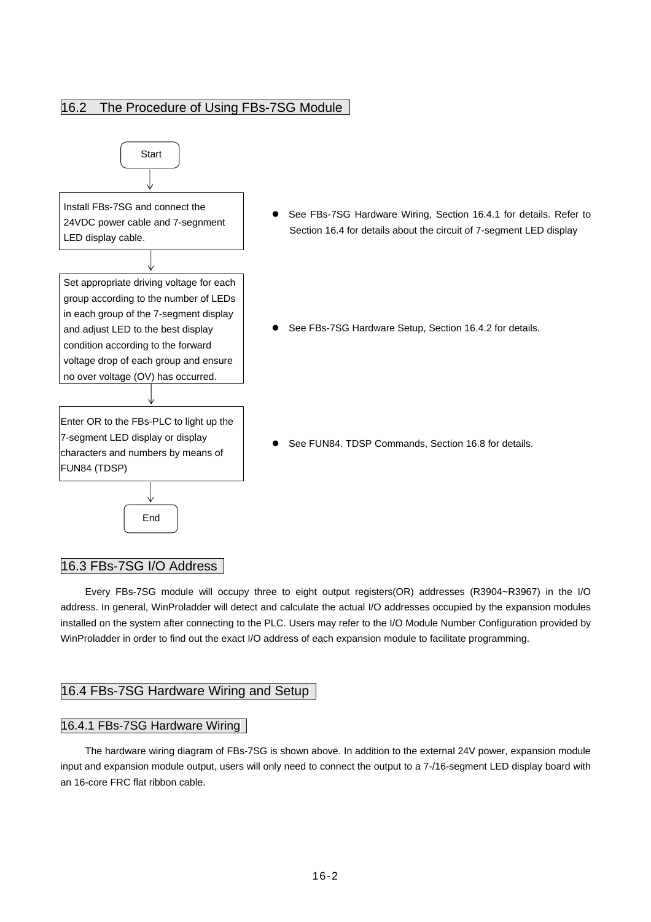## 16.2 The Procedure of Using FBs-7SG Module

Start

↓

Install FBs-7SG and connect the 24VDC power cable and 7-segnment LED display cable.

- See FBs-7SG Hardware Wiring, Section 16.4.1 for details. Refer to Section 16.4 for details about the circuit of 7-segment LED display

↓

Set appropriate driving voltage for each group according to the number of LEDs in each group of the 7-segment display and adjust LED to the best display condition according to the forward voltage drop of each group and ensure no over voltage (OV) has occurred.

- See FBs-7SG Hardware Setup, Section 16.4.2 for details.

↓

Enter OR to the FBs-PLC to light up the 7-segment LED display or display characters and numbers by means of FUN84 (TDSP)

- See FUN84. TDSP Commands, Section 16.8 for details.

↓

End

## 16.3 FBs-7SG I/O Address

Every FBs-7SG module will occupy three to eight output registers(OR) addresses (R3904~R3967) in the I/O address. In general, WinProladder will detect and calculate the actual I/O addresses occupied by the expansion modules installed on the system after connecting to the PLC. Users may refer to the I/O Module Number Configuration provided by WinProladder in order to find out the exact I/O address of each expansion module to facilitate programming.

## 16.4 FBs-7SG Hardware Wiring and Setup

### 16.4.1 FBs-7SG Hardware Wiring

The hardware wiring diagram of FBs-7SG is shown above. In addition to the external 24V power, expansion module input and expansion module output, users will only need to connect the output to a 7-/16-segment LED display board with an 16-core FRC flat ribbon cable.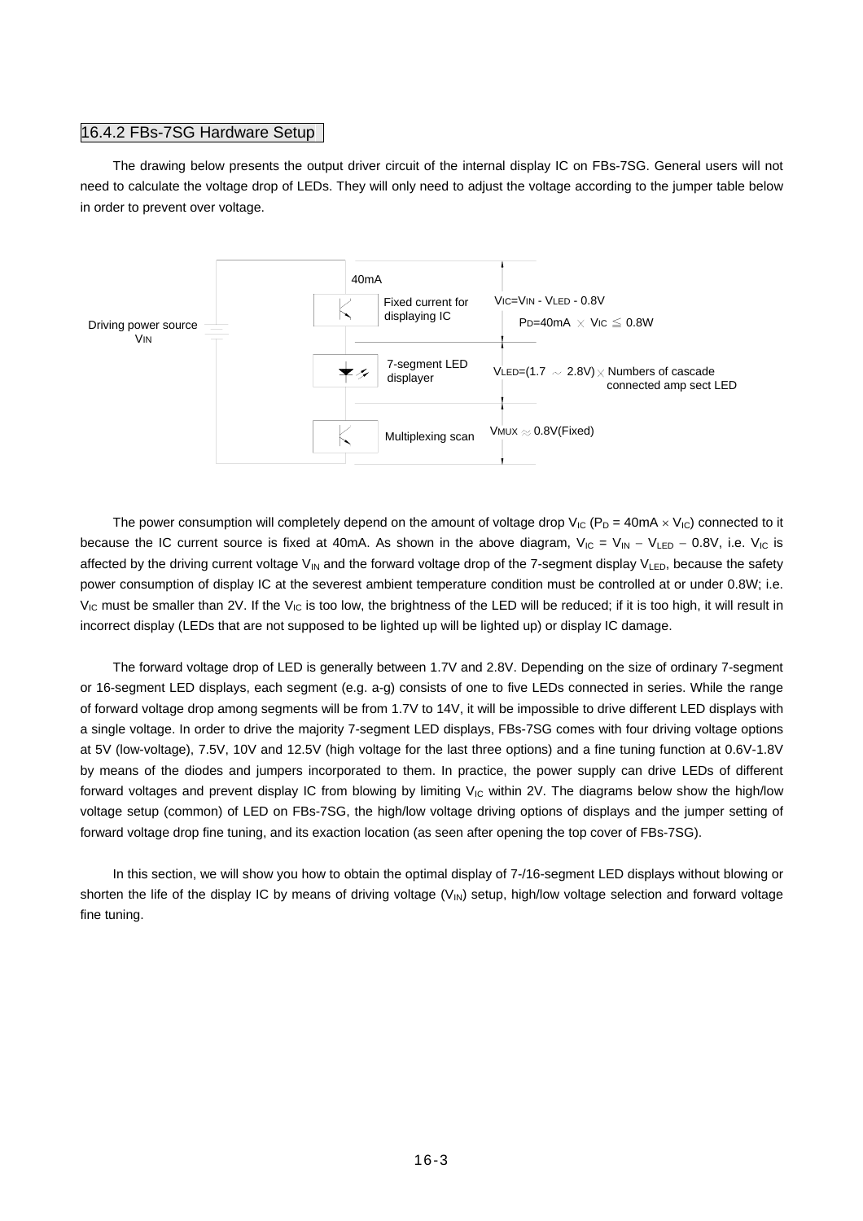## 16.4.2 FBs-7SG Hardware Setup

The drawing below presents the output driver circuit of the internal display IC on FBs-7SG. General users will not need to calculate the voltage drop of LEDs. They will only need to adjust the voltage according to the jumper table below in order to prevent over voltage.

Driving power source $V_{IN}$

40mA

Fixed current for displaying IC — $V_{IC}=V_{IN} - V_{LED} - 0.8V$, $P_D=40mA \times V_{IC} \leqq 0.8W$

7-segment LED displayer — $V_{LED}=(1.7 \sim 2.8V) \times$ Numbers of cascade connected amp sect LED

Multiplexing scan — $V_{MUX} \approx 0.8V$(Fixed)

The power consumption will completely depend on the amount of voltage drop $V_{IC}$ ($P_D = 40mA \times V_{IC}$) connected to it because the IC current source is fixed at 40mA. As shown in the above diagram, $V_{IC} = V_{IN} - V_{LED} - 0.8V$, i.e. $V_{IC}$ is affected by the driving current voltage $V_{IN}$ and the forward voltage drop of the 7-segment display $V_{LED}$, because the safety power consumption of display IC at the severest ambient temperature condition must be controlled at or under 0.8W; i.e. $V_{IC}$ must be smaller than 2V. If the $V_{IC}$ is too low, the brightness of the LED will be reduced; if it is too high, it will result in incorrect display (LEDs that are not supposed to be lighted up will be lighted up) or display IC damage.

The forward voltage drop of LED is generally between 1.7V and 2.8V. Depending on the size of ordinary 7-segment or 16-segment LED displays, each segment (e.g. a-g) consists of one to five LEDs connected in series. While the range of forward voltage drop among segments will be from 1.7V to 14V, it will be impossible to drive different LED displays with a single voltage. In order to drive the majority 7-segment LED displays, FBs-7SG comes with four driving voltage options at 5V (low-voltage), 7.5V, 10V and 12.5V (high voltage for the last three options) and a fine tuning function at 0.6V-1.8V by means of the diodes and jumpers incorporated to them. In practice, the power supply can drive LEDs of different forward voltages and prevent display IC from blowing by limiting $V_{IC}$ within 2V. The diagrams below show the high/low voltage setup (common) of LED on FBs-7SG, the high/low voltage driving options of displays and the jumper setting of forward voltage drop fine tuning, and its exaction location (as seen after opening the top cover of FBs-7SG).

In this section, we will show you how to obtain the optimal display of 7-/16-segment LED displays without blowing or shorten the life of the display IC by means of driving voltage ($V_{IN}$) setup, high/low voltage selection and forward voltage fine tuning.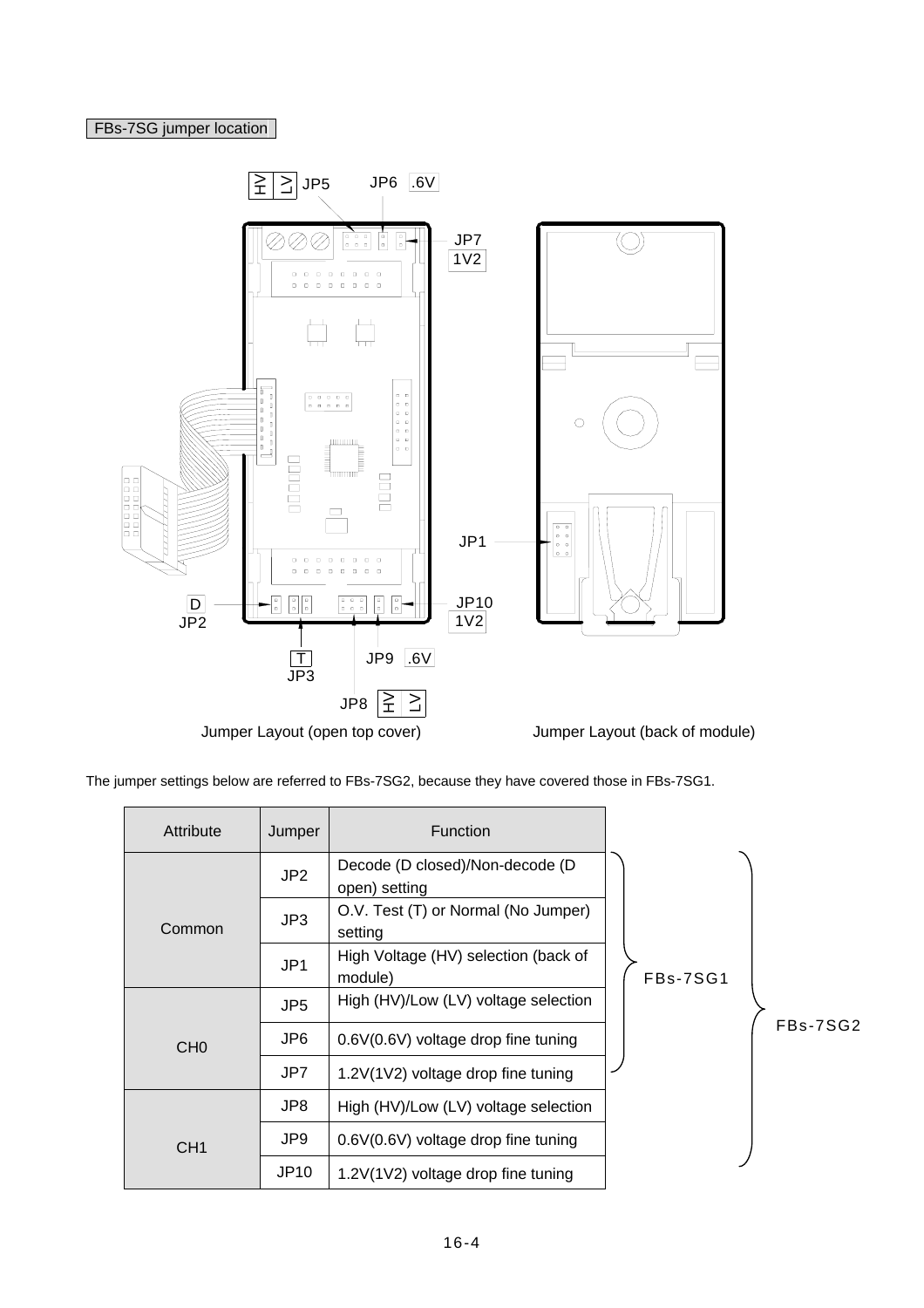FBs-7SG jumper location

HV LV JP5　JP6 .6V

JP7 1V2

JP1

D JP2

JP10 1V2

T JP3　JP9 .6V

JP8 HV LV

Jumper Layout (open top cover)　Jumper Layout (back of module)

The jumper settings below are referred to FBs-7SG2, because they have covered those in FBs-7SG1.

| Attribute | Jumper | Function | | |
|---|---|---|---|---|
| Common | JP2 | Decode (D closed)/Non-decode (D open) setting | FBs-7SG1 | FBs-7SG2 |
| | JP3 | O.V. Test (T) or Normal (No Jumper) setting | | |
| | JP1 | High Voltage (HV) selection (back of module) | | |
| CH0 | JP5 | High (HV)/Low (LV) voltage selection | | |
| | JP6 | 0.6V(0.6V) voltage drop fine tuning | | |
| | JP7 | 1.2V(1V2) voltage drop fine tuning | | |
| CH1 | JP8 | High (HV)/Low (LV) voltage selection | | |
| | JP9 | 0.6V(0.6V) voltage drop fine tuning | | |
| | JP10 | 1.2V(1V2) voltage drop fine tuning | | |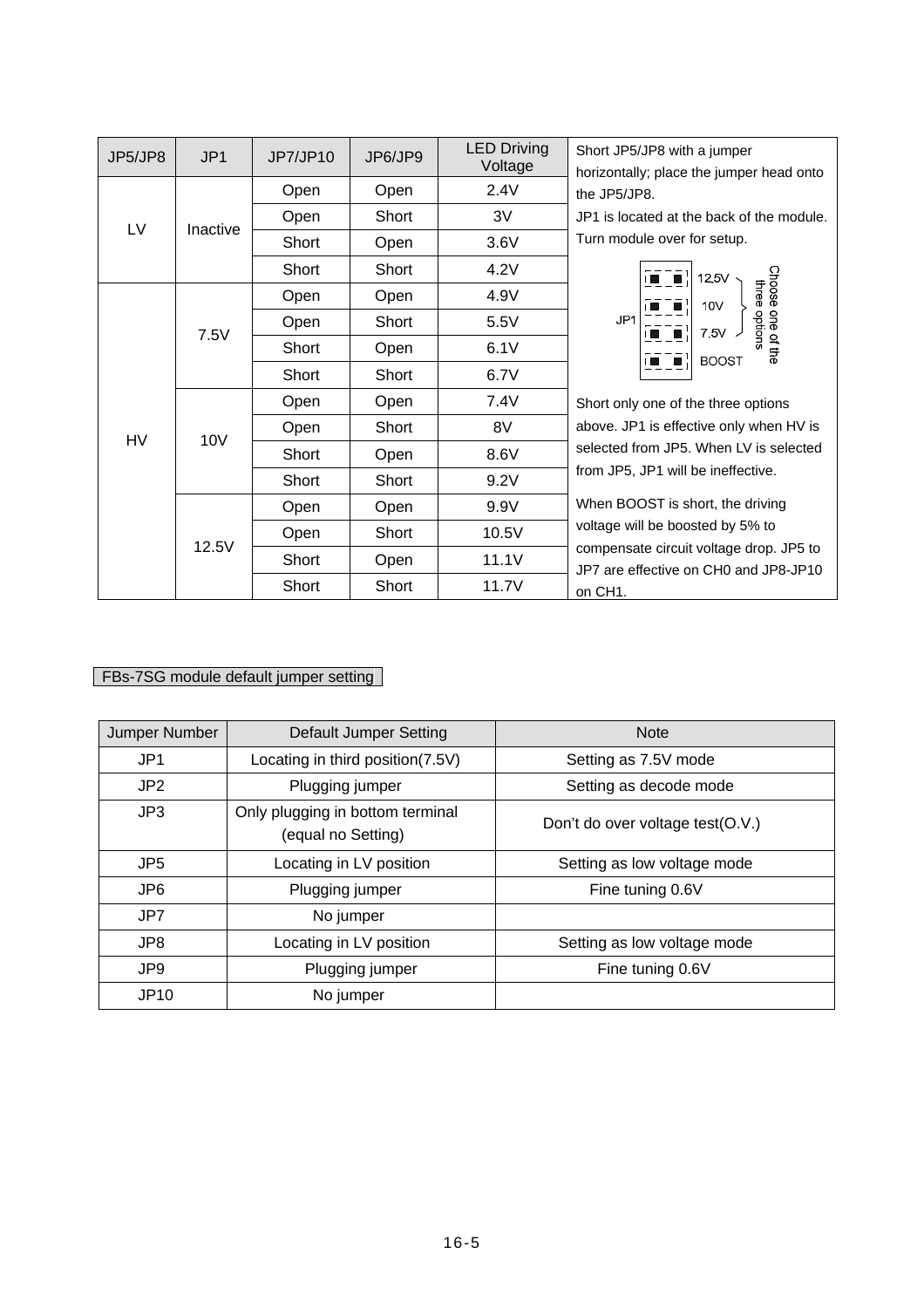| JP5/JP8 | JP1 | JP7/JP10 | JP6/JP9 | LED Driving Voltage | Short JP5/JP8 with a jumper horizontally; place the jumper head onto the JP5/JP8. JP1 is located at the back of the module. Turn module over for setup. |
|---|---|---|---|---|---|
| LV | Inactive | Open | Open | 2.4V | |
| | | Open | Short | 3V | |
| | | Short | Open | 3.6V | |
| | | Short | Short | 4.2V | JP1: 12.5V, 10V, 7.5V (Choose one of the three options), BOOST |
| HV | 7.5V | Open | Open | 4.9V | |
| | | Open | Short | 5.5V | |
| | | Short | Open | 6.1V | |
| | | Short | Short | 6.7V | |
| | 10V | Open | Open | 7.4V | Short only one of the three options above. JP1 is effective only when HV is selected from JP5. When LV is selected from JP5, JP1 will be ineffective. |
| | | Open | Short | 8V | |
| | | Short | Open | 8.6V | |
| | | Short | Short | 9.2V | |
| | 12.5V | Open | Open | 9.9V | When BOOST is short, the driving voltage will be boosted by 5% to compensate circuit voltage drop. JP5 to JP7 are effective on CH0 and JP8-JP10 on CH1. |
| | | Open | Short | 10.5V | |
| | | Short | Open | 11.1V | |
| | | Short | Short | 11.7V | |

FBs-7SG module default jumper setting

| Jumper Number | Default Jumper Setting | Note |
|---|---|---|
| JP1 | Locating in third position(7.5V) | Setting as 7.5V mode |
| JP2 | Plugging jumper | Setting as decode mode |
| JP3 | Only plugging in bottom terminal (equal no Setting) | Don't do over voltage test(O.V.) |
| JP5 | Locating in LV position | Setting as low voltage mode |
| JP6 | Plugging jumper | Fine tuning 0.6V |
| JP7 | No jumper | |
| JP8 | Locating in LV position | Setting as low voltage mode |
| JP9 | Plugging jumper | Fine tuning 0.6V |
| JP10 | No jumper | |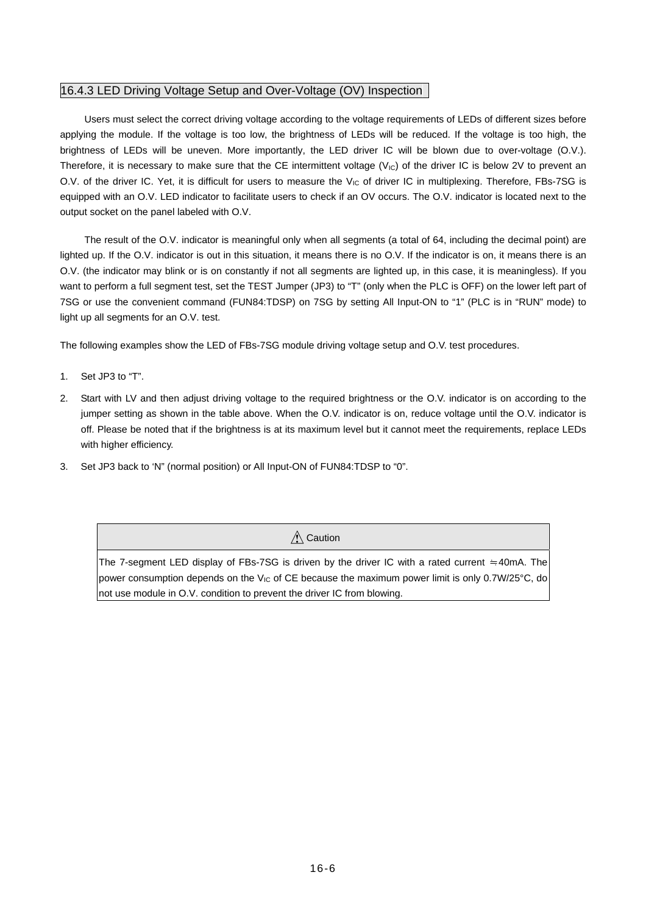### 16.4.3 LED Driving Voltage Setup and Over-Voltage (OV) Inspection

Users must select the correct driving voltage according to the voltage requirements of LEDs of different sizes before applying the module. If the voltage is too low, the brightness of LEDs will be reduced. If the voltage is too high, the brightness of LEDs will be uneven. More importantly, the LED driver IC will be blown due to over-voltage (O.V.). Therefore, it is necessary to make sure that the CE intermittent voltage ($V_{IC}$) of the driver IC is below 2V to prevent an O.V. of the driver IC. Yet, it is difficult for users to measure the $V_{IC}$ of driver IC in multiplexing. Therefore, FBs-7SG is equipped with an O.V. LED indicator to facilitate users to check if an OV occurs. The O.V. indicator is located next to the output socket on the panel labeled with O.V.

The result of the O.V. indicator is meaningful only when all segments (a total of 64, including the decimal point) are lighted up. If the O.V. indicator is out in this situation, it means there is no O.V. If the indicator is on, it means there is an O.V. (the indicator may blink or is on constantly if not all segments are lighted up, in this case, it is meaningless). If you want to perform a full segment test, set the TEST Jumper (JP3) to "T" (only when the PLC is OFF) on the lower left part of 7SG or use the convenient command (FUN84:TDSP) on 7SG by setting All Input-ON to "1" (PLC is in "RUN" mode) to light up all segments for an O.V. test.

The following examples show the LED of FBs-7SG module driving voltage setup and O.V. test procedures.

1. Set JP3 to "T".
2. Start with LV and then adjust driving voltage to the required brightness or the O.V. indicator is on according to the jumper setting as shown in the table above. When the O.V. indicator is on, reduce voltage until the O.V. indicator is off. Please be noted that if the brightness is at its maximum level but it cannot meet the requirements, replace LEDs with higher efficiency.
3. Set JP3 back to 'N" (normal position) or All Input-ON of FUN84:TDSP to "0".

| ⚠ Caution |
|---|
| The 7-segment LED display of FBs-7SG is driven by the driver IC with a rated current ≒40mA. The power consumption depends on the $V_{IC}$ of CE because the maximum power limit is only 0.7W/25°C, do not use module in O.V. condition to prevent the driver IC from blowing. |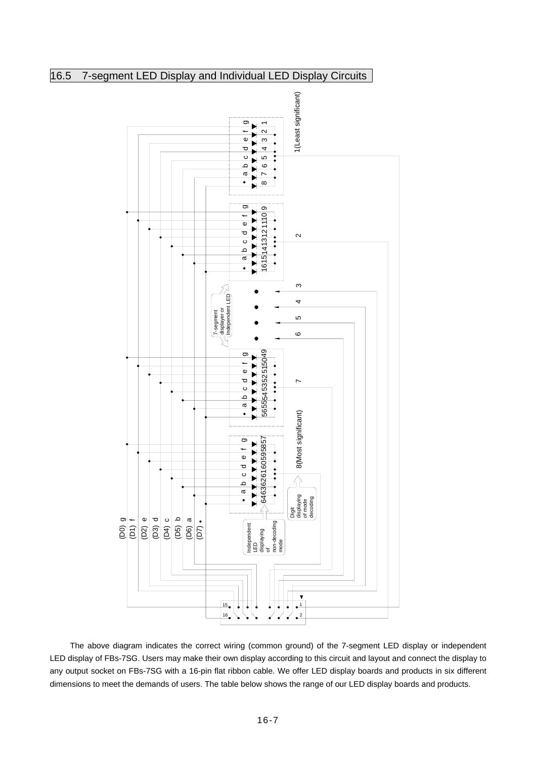## 16.5 7-segment LED Display and Individual LED Display Circuits

The above diagram indicates the correct wiring (common ground) of the 7-segment LED display or independent LED display of FBs-7SG. Users may make their own display according to this circuit and layout and connect the display to any output socket on FBs-7SG with a 16-pin flat ribbon cable. We offer LED display boards and products in six different dimensions to meet the demands of users. The table below shows the range of our LED display boards and products.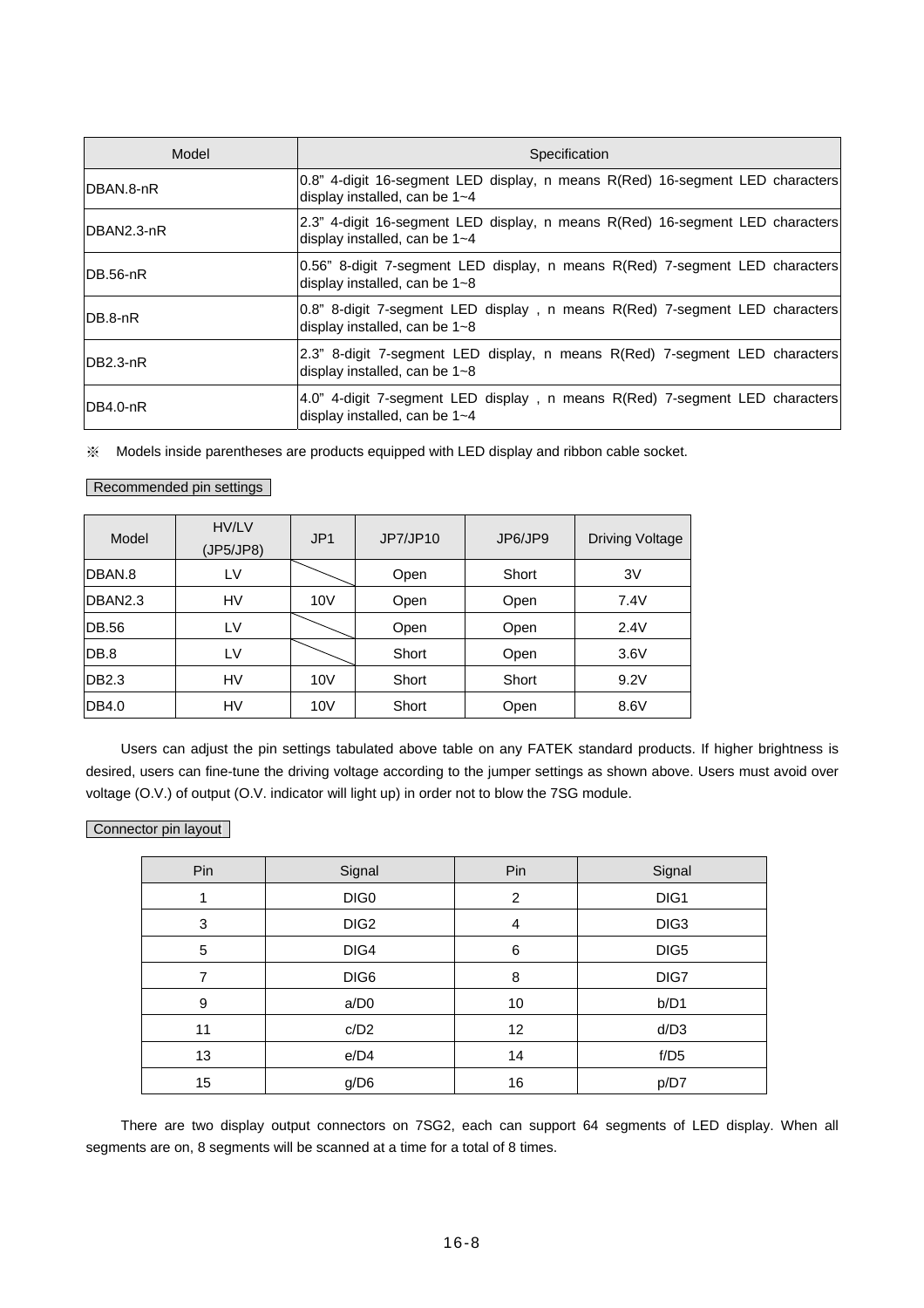| Model | Specification |
|---|---|
| DBAN.8-nR | 0.8" 4-digit 16-segment LED display, n means R(Red) 16-segment LED characters display installed, can be 1~4 |
| DBAN2.3-nR | 2.3" 4-digit 16-segment LED display, n means R(Red) 16-segment LED characters display installed, can be 1~4 |
| DB.56-nR | 0.56" 8-digit 7-segment LED display, n means R(Red) 7-segment LED characters display installed, can be 1~8 |
| DB.8-nR | 0.8" 8-digit 7-segment LED display , n means R(Red) 7-segment LED characters display installed, can be 1~8 |
| DB2.3-nR | 2.3" 8-digit 7-segment LED display, n means R(Red) 7-segment LED characters display installed, can be 1~8 |
| DB4.0-nR | 4.0" 4-digit 7-segment LED display , n means R(Red) 7-segment LED characters display installed, can be 1~4 |

※ Models inside parentheses are products equipped with LED display and ribbon cable socket.

Recommended pin settings

| Model | HV/LV (JP5/JP8) | JP1 | JP7/JP10 | JP6/JP9 | Driving Voltage |
|---|---|---|---|---|---|
| DBAN.8 | LV | | Open | Short | 3V |
| DBAN2.3 | HV | 10V | Open | Open | 7.4V |
| DB.56 | LV | | Open | Open | 2.4V |
| DB.8 | LV | | Short | Open | 3.6V |
| DB2.3 | HV | 10V | Short | Short | 9.2V |
| DB4.0 | HV | 10V | Short | Open | 8.6V |

Users can adjust the pin settings tabulated above table on any FATEK standard products. If higher brightness is desired, users can fine-tune the driving voltage according to the jumper settings as shown above. Users must avoid over voltage (O.V.) of output (O.V. indicator will light up) in order not to blow the 7SG module.

Connector pin layout

| Pin | Signal | Pin | Signal |
|---|---|---|---|
| 1 | DIG0 | 2 | DIG1 |
| 3 | DIG2 | 4 | DIG3 |
| 5 | DIG4 | 6 | DIG5 |
| 7 | DIG6 | 8 | DIG7 |
| 9 | a/D0 | 10 | b/D1 |
| 11 | c/D2 | 12 | d/D3 |
| 13 | e/D4 | 14 | f/D5 |
| 15 | g/D6 | 16 | p/D7 |

There are two display output connectors on 7SG2, each can support 64 segments of LED display. When all segments are on, 8 segments will be scanned at a time for a total of 8 times.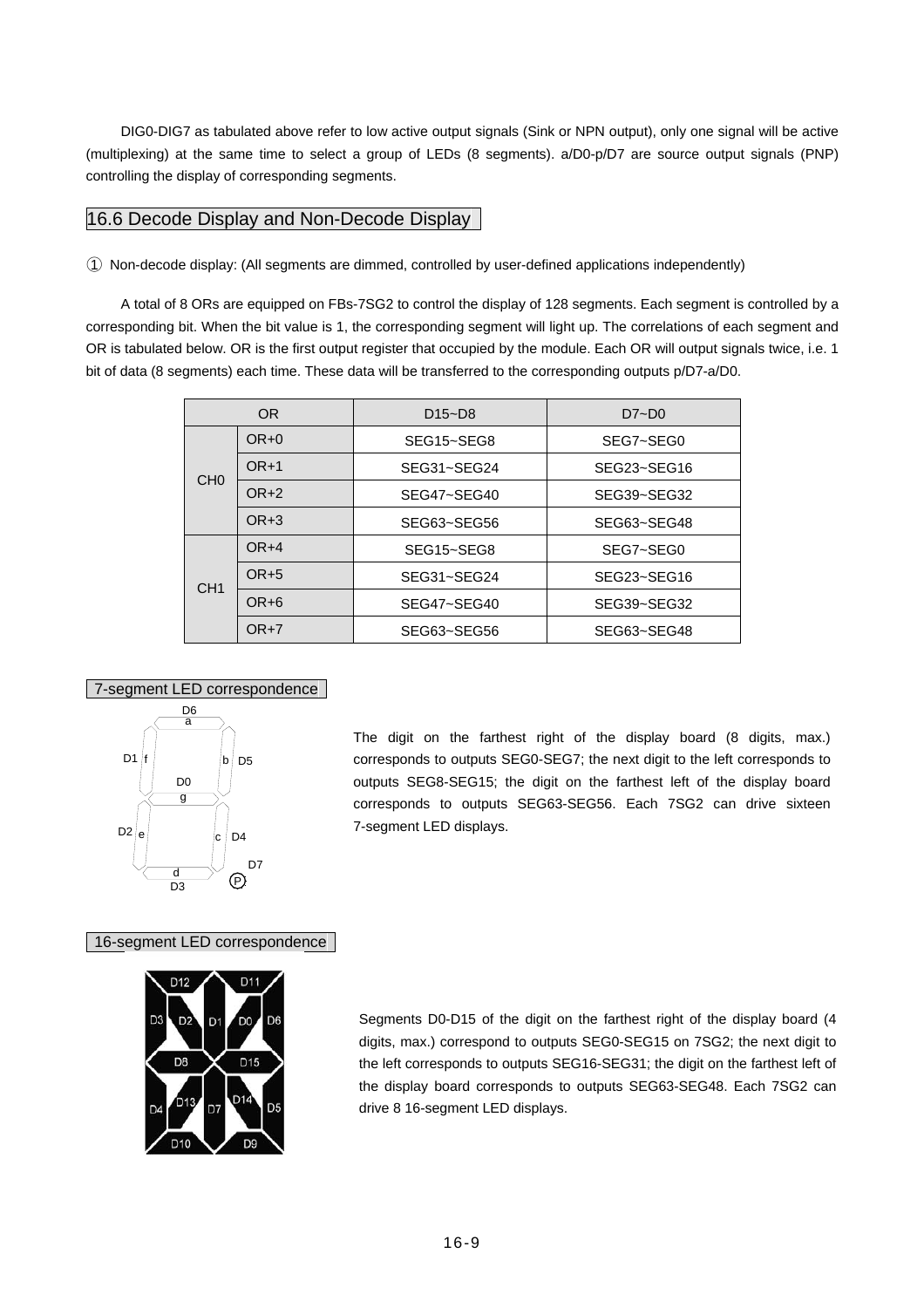DIG0-DIG7 as tabulated above refer to low active output signals (Sink or NPN output), only one signal will be active (multiplexing) at the same time to select a group of LEDs (8 segments). a/D0-p/D7 are source output signals (PNP) controlling the display of corresponding segments.

## 16.6 Decode Display and Non-Decode Display

① Non-decode display: (All segments are dimmed, controlled by user-defined applications independently)

A total of 8 ORs are equipped on FBs-7SG2 to control the display of 128 segments. Each segment is controlled by a corresponding bit. When the bit value is 1, the corresponding segment will light up. The correlations of each segment and OR is tabulated below. OR is the first output register that occupied by the module. Each OR will output signals twice, i.e. 1 bit of data (8 segments) each time. These data will be transferred to the corresponding outputs p/D7-a/D0.

| OR | | D15~D8 | D7~D0 |
|---|---|---|---|
| CH0 | OR+0 | SEG15~SEG8 | SEG7~SEG0 |
| | OR+1 | SEG31~SEG24 | SEG23~SEG16 |
| | OR+2 | SEG47~SEG40 | SEG39~SEG32 |
| | OR+3 | SEG63~SEG56 | SEG63~SEG48 |
| CH1 | OR+4 | SEG15~SEG8 | SEG7~SEG0 |
| | OR+5 | SEG31~SEG24 | SEG23~SEG16 |
| | OR+6 | SEG47~SEG40 | SEG39~SEG32 |
| | OR+7 | SEG63~SEG56 | SEG63~SEG48 |

### 7-segment LED correspondence

The digit on the farthest right of the display board (8 digits, max.) corresponds to outputs SEG0-SEG7; the next digit to the left corresponds to outputs SEG8-SEG15; the digit on the farthest left of the display board corresponds to outputs SEG63-SEG56. Each 7SG2 can drive sixteen 7-segment LED displays.

### 16-segment LED correspondence

Segments D0-D15 of the digit on the farthest right of the display board (4 digits, max.) correspond to outputs SEG0-SEG15 on 7SG2; the next digit to the left corresponds to outputs SEG16-SEG31; the digit on the farthest left of the display board corresponds to outputs SEG63-SEG48. Each 7SG2 can drive 8 16-segment LED displays.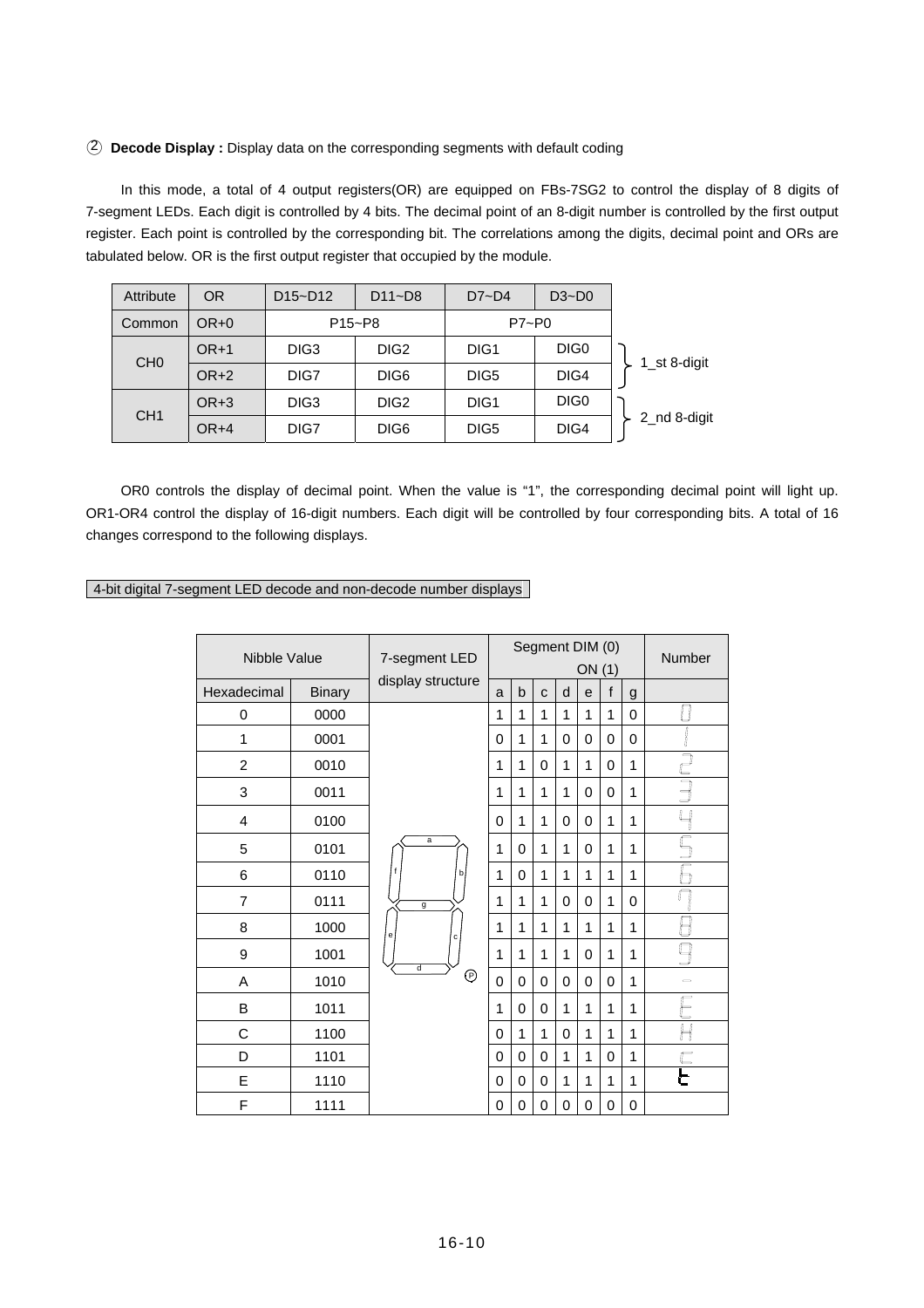② **Decode Display :** Display data on the corresponding segments with default coding

In this mode, a total of 4 output registers(OR) are equipped on FBs-7SG2 to control the display of 8 digits of 7-segment LEDs. Each digit is controlled by 4 bits. The decimal point of an 8-digit number is controlled by the first output register. Each point is controlled by the corresponding bit. The correlations among the digits, decimal point and ORs are tabulated below. OR is the first output register that occupied by the module.

| Attribute | OR | D15~D12 | D11~D8 | D7~D4 | D3~D0 | |
|---|---|---|---|---|---|---|
| Common | OR+0 | P15~P8 | | P7~P0 | | |
| CH0 | OR+1 | DIG3 | DIG2 | DIG1 | DIG0 | 1_st 8-digit |
| | OR+2 | DIG7 | DIG6 | DIG5 | DIG4 | |
| CH1 | OR+3 | DIG3 | DIG2 | DIG1 | DIG0 | 2_nd 8-digit |
| | OR+4 | DIG7 | DIG6 | DIG5 | DIG4 | |

OR0 controls the display of decimal point. When the value is "1", the corresponding decimal point will light up. OR1-OR4 control the display of 16-digit numbers. Each digit will be controlled by four corresponding bits. A total of 16 changes correspond to the following displays.

4-bit digital 7-segment LED decode and non-decode number displays

| Nibble Value | | 7-segment LED display structure | Segment DIM (0) ON (1) | | | | | | | Number |
|---|---|---|---|---|---|---|---|---|---|---|
| Hexadecimal | Binary | | a | b | c | d | e | f | g | |
| 0 | 0000 | | 1 | 1 | 1 | 1 | 1 | 1 | 0 | 0 |
| 1 | 0001 | | 0 | 1 | 1 | 0 | 0 | 0 | 0 | 1 |
| 2 | 0010 | | 1 | 1 | 0 | 1 | 1 | 0 | 1 | 2 |
| 3 | 0011 | | 1 | 1 | 1 | 1 | 0 | 0 | 1 | 3 |
| 4 | 0100 | | 0 | 1 | 1 | 0 | 0 | 1 | 1 | 4 |
| 5 | 0101 | | 1 | 0 | 1 | 1 | 0 | 1 | 1 | 5 |
| 6 | 0110 | | 1 | 0 | 1 | 1 | 1 | 1 | 1 | 6 |
| 7 | 0111 | | 1 | 1 | 1 | 0 | 0 | 1 | 0 | 7 |
| 8 | 1000 | | 1 | 1 | 1 | 1 | 1 | 1 | 1 | 8 |
| 9 | 1001 | | 1 | 1 | 1 | 1 | 0 | 1 | 1 | 9 |
| A | 1010 | | 0 | 0 | 0 | 0 | 0 | 0 | 1 | - |
| B | 1011 | | 1 | 0 | 0 | 1 | 1 | 1 | 1 | E |
| C | 1100 | | 0 | 1 | 1 | 0 | 1 | 1 | 1 | H |
| D | 1101 | | 0 | 0 | 0 | 1 | 1 | 0 | 1 | c |
| E | 1110 | | 0 | 0 | 0 | 1 | 1 | 1 | 1 | t |
| F | 1111 | | 0 | 0 | 0 | 0 | 0 | 0 | 0 | |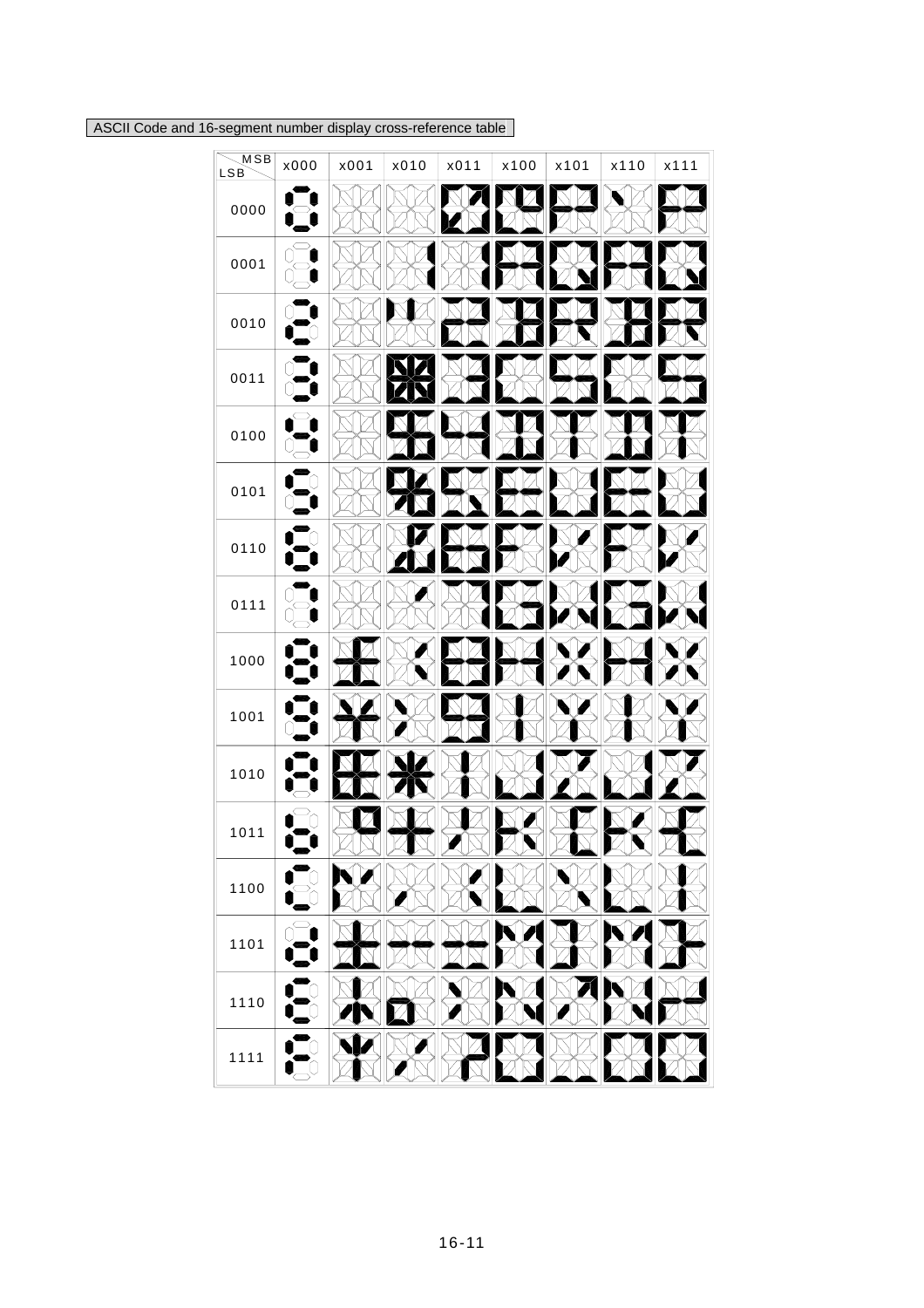ASCII Code and 16-segment number display cross-reference table

| MSB / LSB | x000 | x001 | x010 | x011 | x100 | x101 | x110 | x111 |
|---|---|---|---|---|---|---|---|---|
| 0000 | | | | | | | | |
| 0001 | | | | | | | | |
| 0010 | | | | | | | | |
| 0011 | | | | | | | | |
| 0100 | | | | | | | | |
| 0101 | | | | | | | | |
| 0110 | | | | | | | | |
| 0111 | | | | | | | | |
| 1000 | | | | | | | | |
| 1001 | | | | | | | | |
| 1010 | | | | | | | | |
| 1011 | | | | | | | | |
| 1100 | | | | | | | | |
| 1101 | | | | | | | | |
| 1110 | | | | | | | | |
| 1111 | | | | | | | | |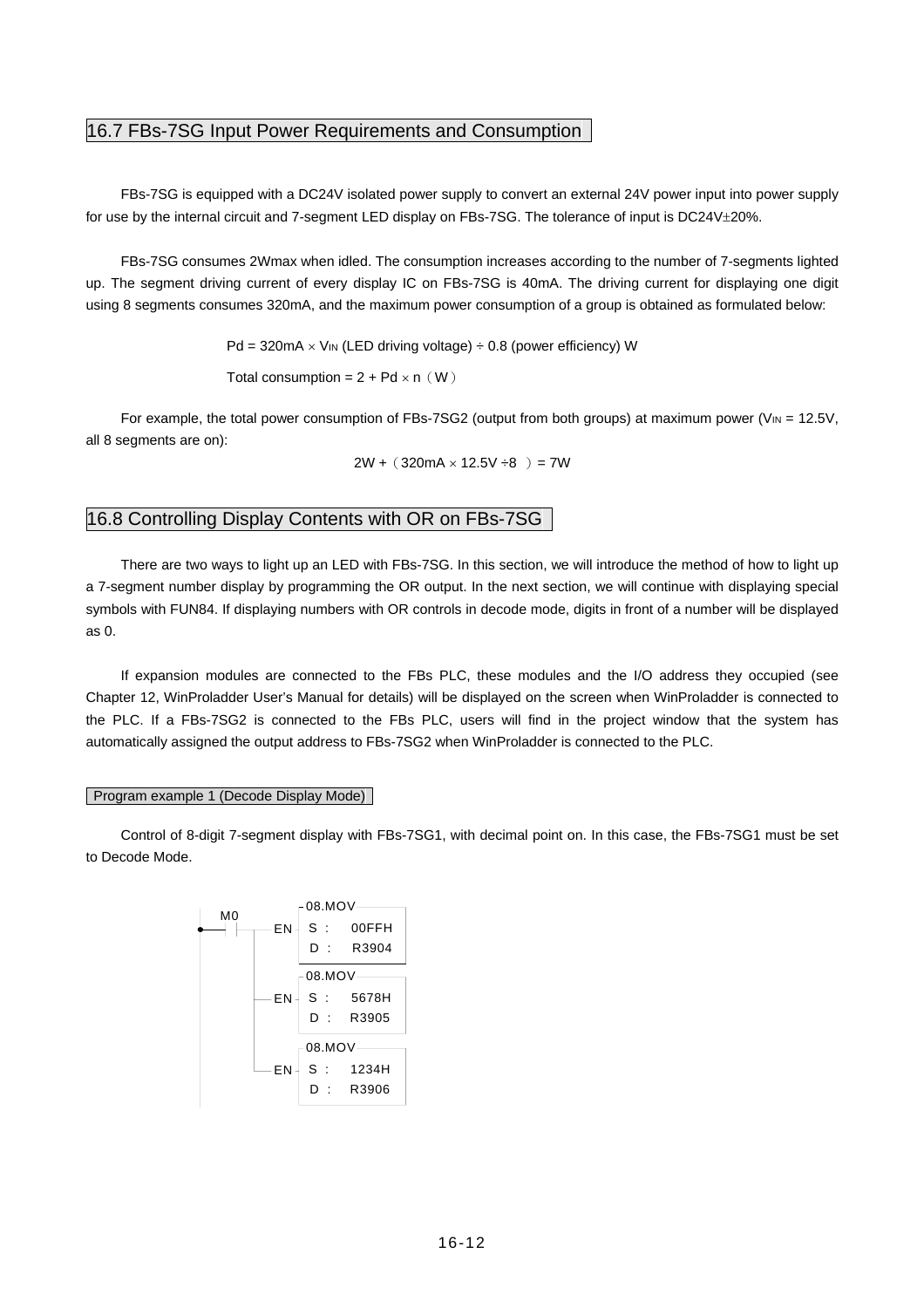## 16.7 FBs-7SG Input Power Requirements and Consumption

FBs-7SG is equipped with a DC24V isolated power supply to convert an external 24V power input into power supply for use by the internal circuit and 7-segment LED display on FBs-7SG. The tolerance of input is DC24V±20%.

FBs-7SG consumes 2Wmax when idled. The consumption increases according to the number of 7-segments lighted up. The segment driving current of every display IC on FBs-7SG is 40mA. The driving current for displaying one digit using 8 segments consumes 320mA, and the maximum power consumption of a group is obtained as formulated below:

$$Pd = 320mA \times V_{IN} \text{ (LED driving voltage)} \div 0.8 \text{ (power efficiency) W}$$

$$\text{Total consumption} = 2 + Pd \times n \text{ (W)}$$

For example, the total power consumption of FBs-7SG2 (output from both groups) at maximum power ($V_{IN}$ = 12.5V, all 8 segments are on):

$$2W + (320mA \times 12.5V \div 8) = 7W$$

## 16.8 Controlling Display Contents with OR on FBs-7SG

There are two ways to light up an LED with FBs-7SG. In this section, we will introduce the method of how to light up a 7-segment number display by programming the OR output. In the next section, we will continue with displaying special symbols with FUN84. If displaying numbers with OR controls in decode mode, digits in front of a number will be displayed as 0.

If expansion modules are connected to the FBs PLC, these modules and the I/O address they occupied (see Chapter 12, WinProladder User's Manual for details) will be displayed on the screen when WinProladder is connected to the PLC. If a FBs-7SG2 is connected to the FBs PLC, users will find in the project window that the system has automatically assigned the output address to FBs-7SG2 when WinProladder is connected to the PLC.

### Program example 1 (Decode Display Mode)

Control of 8-digit 7-segment display with FBs-7SG1, with decimal point on. In this case, the FBs-7SG1 must be set to Decode Mode.

```
        M0          08.MOV
 ●──┤ ├──┬── EN ─ S :  00FFH
         │        D :  R3904
         │
         │          08.MOV
         ├── EN ─ S :  5678H
         │        D :  R3905
         │
         │          08.MOV
         └── EN ─ S :  1234H
                  D :  R3906
```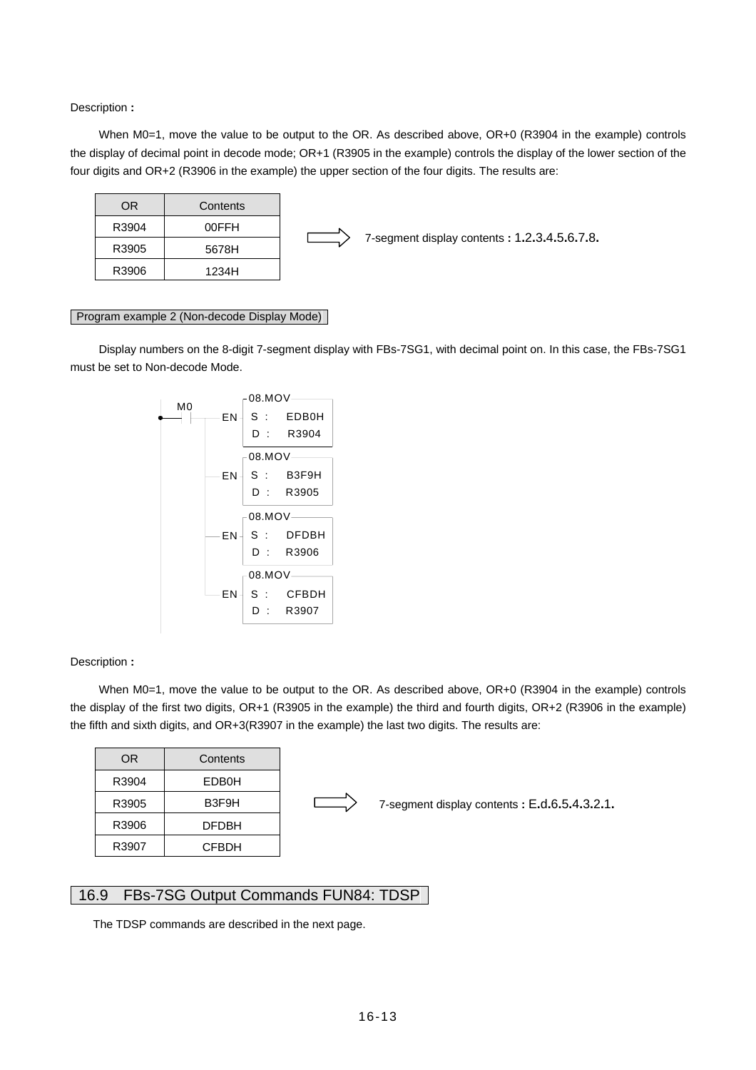Description **:**

When M0=1, move the value to be output to the OR. As described above, OR+0 (R3904 in the example) controls the display of decimal point in decode mode; OR+1 (R3905 in the example) controls the display of the lower section of the four digits and OR+2 (R3906 in the example) the upper section of the four digits. The results are:

| OR | Contents |
|---|---|
| R3904 | 00FFH |
| R3905 | 5678H |
| R3906 | 1234H |

⟹ 7-segment display contents **:** 1.2.3.4.5.6.7.8.

Program example 2 (Non-decode Display Mode)

Display numbers on the 8-digit 7-segment display with FBs-7SG1, with decimal point on. In this case, the FBs-7SG1 must be set to Non-decode Mode.

```
  M0         08.MOV
 --| |----EN- S : EDB0H
        |     D : R3904
        |    08.MOV
        |--EN- S : B3F9H
        |     D : R3905
        |    08.MOV
        |--EN- S : DFDBH
        |     D : R3906
        |    08.MOV
        |--EN- S : CFBDH
              D : R3907
```

Description **:**

When M0=1, move the value to be output to the OR. As described above, OR+0 (R3904 in the example) controls the display of the first two digits, OR+1 (R3905 in the example) the third and fourth digits, OR+2 (R3906 in the example) the fifth and sixth digits, and OR+3(R3907 in the example) the last two digits. The results are:

| OR | Contents |
|---|---|
| R3904 | EDB0H |
| R3905 | B3F9H |
| R3906 | DFDBH |
| R3907 | CFBDH |

⟹ 7-segment display contents **:** E.d.6.5.4.3.2.1.

## 16.9 FBs-7SG Output Commands FUN84: TDSP

The TDSP commands are described in the next page.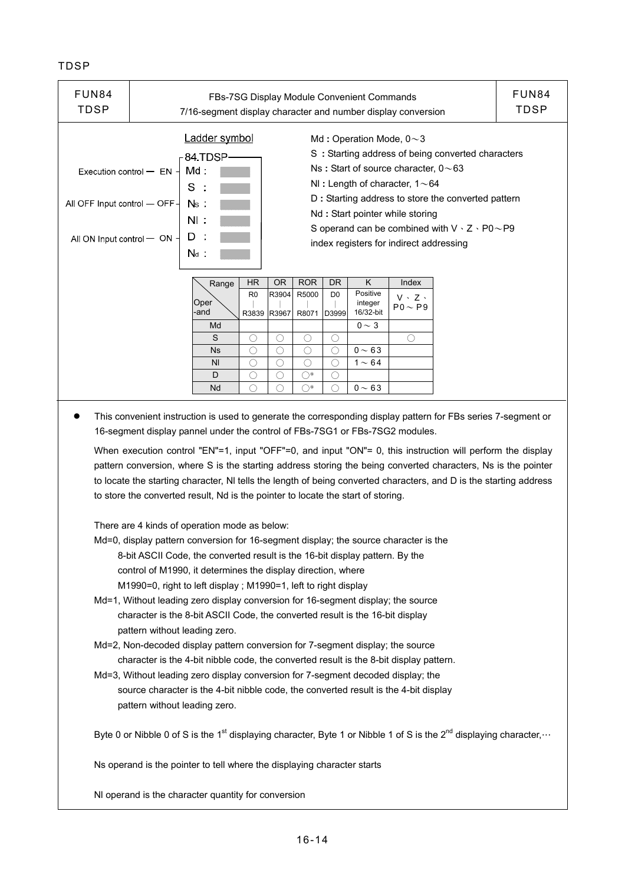TDSP

| FUN84 TDSP | FBs-7SG Display Module Convenient Commands<br>7/16-segment display character and number display conversion | FUN84 TDSP |
|---|---|---|

Ladder symbol

```
                          84.TDSP
Execution control — EN —  Md :
                          S  :
All OFF Input control — OFF — Ns :
                          Nl :
All ON Input control — ON —  D  :
                          Nd :
```

Md : Operation Mode, 0～3
S : Starting address of being converted characters
Ns : Start of source character, 0～63
Nl : Length of character, 1～64
D : Starting address to store the converted pattern
Nd : Start pointer while storing
S operand can be combined with V、Z、P0～P9 index registers for indirect addressing

| Range / Operand | HR R0 ∣ R3839 | OR R3904 ∣ R3967 | ROR R5000 ∣ R8071 | DR D0 ∣ D3999 | K Positive integer 16/32-bit | Index V、Z、P0～P9 |
|---|---|---|---|---|---|---|
| Md | | | | | 0～3 | |
| S | ○ | ○ | ○ | ○ | | ○ |
| Ns | ○ | ○ | ○ | ○ | 0～63 | |
| Nl | ○ | ○ | ○ | ○ | 1～64 | |
| D | ○ | ○ | ○* | ○ | | |
| Nd | ○ | ○ | ○* | ○ | 0～63 | |

- This convenient instruction is used to generate the corresponding display pattern for FBs series 7-segment or 16-segment display pannel under the control of FBs-7SG1 or FBs-7SG2 modules.

  When execution control "EN"=1, input "OFF"=0, and input "ON"= 0, this instruction will perform the display pattern conversion, where S is the starting address storing the being converted characters, Ns is the pointer to locate the starting character, Nl tells the length of being converted characters, and D is the starting address to store the converted result, Nd is the pointer to locate the start of storing.

  There are 4 kinds of operation mode as below:

  Md=0, display pattern conversion for 16-segment display; the source character is the 8-bit ASCII Code, the converted result is the 16-bit display pattern. By the control of M1990, it determines the display direction, where M1990=0, right to left display ; M1990=1, left to right display

  Md=1, Without leading zero display conversion for 16-segment display; the source character is the 8-bit ASCII Code, the converted result is the 16-bit display pattern without leading zero.

  Md=2, Non-decoded display pattern conversion for 7-segment display; the source character is the 4-bit nibble code, the converted result is the 8-bit display pattern.

  Md=3, Without leading zero display conversion for 7-segment decoded display; the source character is the 4-bit nibble code, the converted result is the 4-bit display pattern without leading zero.

  Byte 0 or Nibble 0 of S is the 1st displaying character, Byte 1 or Nibble 1 of S is the 2nd displaying character,⋯

  Ns operand is the pointer to tell where the displaying character starts

  Nl operand is the character quantity for conversion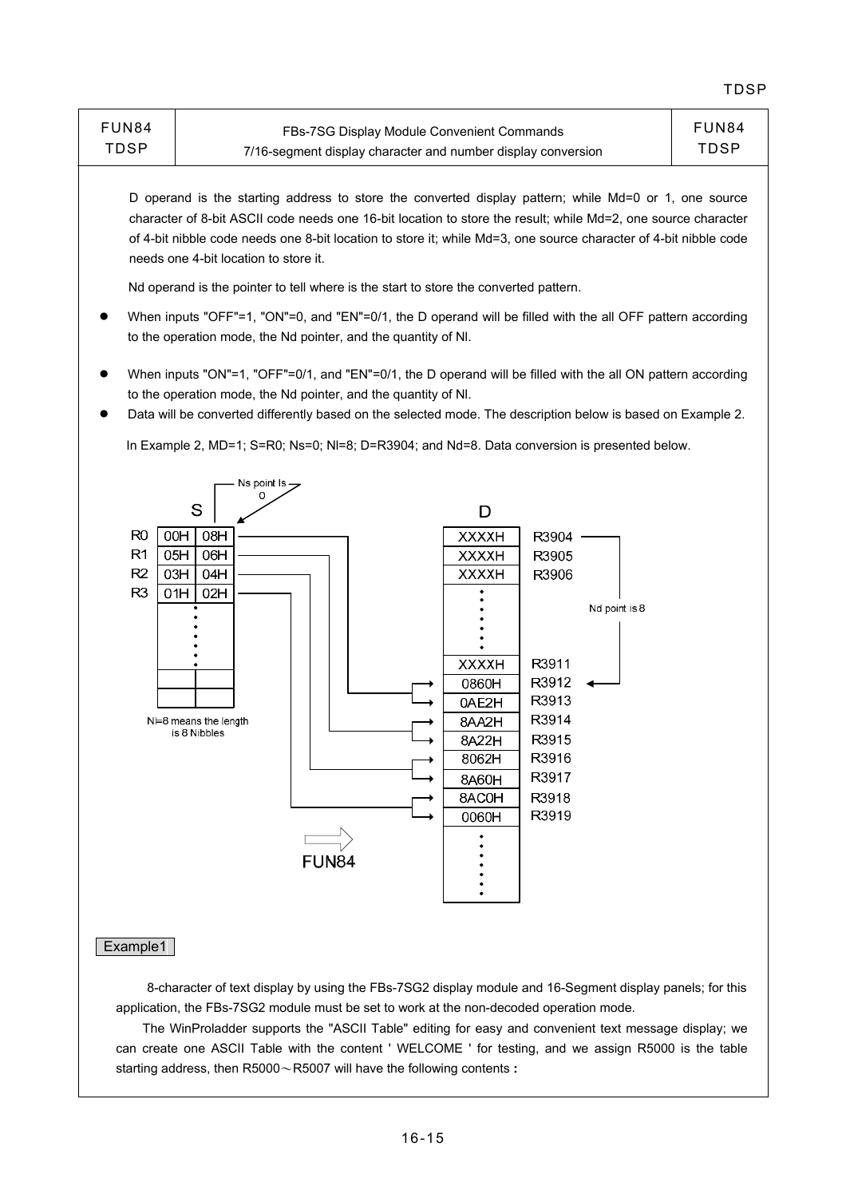| FUN84 TDSP | FBs-7SG Display Module Convenient Commands<br>7/16-segment display character and number display conversion | FUN84 TDSP |
|---|---|---|

D operand is the starting address to store the converted display pattern; while Md=0 or 1, one source character of 8-bit ASCII code needs one 16-bit location to store the result; while Md=2, one source character of 4-bit nibble code needs one 8-bit location to store it; while Md=3, one source character of 4-bit nibble code needs one 4-bit location to store it.

Nd operand is the pointer to tell where is the start to store the converted pattern.

- When inputs "OFF"=1, "ON"=0, and "EN"=0/1, the D operand will be filled with the all OFF pattern according to the operation mode, the Nd pointer, and the quantity of Nl.
- When inputs "ON"=1, "OFF"=0/1, and "EN"=0/1, the D operand will be filled with the all ON pattern according to the operation mode, the Nd pointer, and the quantity of Nl.
- Data will be converted differently based on the selected mode. The description below is based on Example 2.

In Example 2, MD=1; S=R0; Ns=0; Nl=8; D=R3904; and Nd=8. Data conversion is presented below.

S (Ns point is 0):

| | | |
|---|---|---|
| R0 | 00H | 08H |
| R1 | 05H | 06H |
| R2 | 03H | 04H |
| R3 | 01H | 02H |

Nl=8 means the length is 8 Nibbles

FUN84 ⇒

D (Nd point is 8):

| | |
|---|---|
| R3904 | XXXXH |
| R3905 | XXXXH |
| R3906 | XXXXH |
| ⋮ | ⋮ |
| R3911 | XXXXH |
| R3912 | 0860H |
| R3913 | 0AE2H |
| R3914 | 8AA2H |
| R3915 | 8A22H |
| R3916 | 8062H |
| R3917 | 8A60H |
| R3918 | 8AC0H |
| R3919 | 0060H |

(R0 → R3912, R3913; R1 → R3914, R3915; R2 → R3916, R3917; R3 → R3918, R3919)

Example1

8-character of text display by using the FBs-7SG2 display module and 16-Segment display panels; for this application, the FBs-7SG2 module must be set to work at the non-decoded operation mode.

The WinProladder supports the "ASCII Table" editing for easy and convenient text message display; we can create one ASCII Table with the content ' WELCOME ' for testing, and we assign R5000 is the table starting address, then R5000～R5007 will have the following contents **:**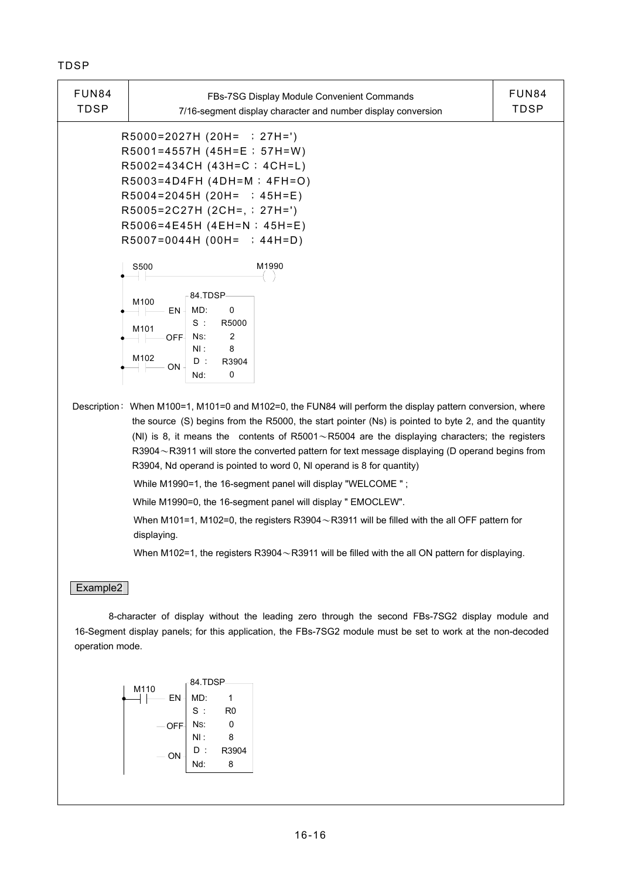TDSP

| FUN84 TDSP | FBs-7SG Display Module Convenient Commands 7/16-segment display character and number display conversion | FUN84 TDSP |
|---|---|---|

R5000=2027H (20H= ；27H=')
R5001=4557H (45H=E；57H=W)
R5002=434CH (43H=C；4CH=L)
R5003=4D4FH (4DH=M；4FH=O)
R5004=2045H (20H= ；45H=E)
R5005=2C27H (2CH=,；27H=')
R5006=4E45H (4EH=N；45H=E)
R5007=0044H (00H= ；44H=D)

```
S500                              M1990
--| |-------------------------------( )

M100         84.TDSP
--| |----EN- MD:    0
             S :    R5000
M101         Ns:    2
--| |---OFF- Nl :   8
             D :    R3904
M102         Nd:    0
--| |----ON-
```

Description： When M100=1, M101=0 and M102=0, the FUN84 will perform the display pattern conversion, where the source (S) begins from the R5000, the start pointer (Ns) is pointed to byte 2, and the quantity (Nl) is 8, it means the contents of R5001～R5004 are the displaying characters; the registers R3904～R3911 will store the converted pattern for text message displaying (D operand begins from R3904, Nd operand is pointed to word 0, Nl operand is 8 for quantity)

While M1990=1, the 16-segment panel will display "WELCOME " ;

While M1990=0, the 16-segment panel will display " EMOCLEW".

When M101=1, M102=0, the registers R3904～R3911 will be filled with the all OFF pattern for displaying.

When M102=1, the registers R3904～R3911 will be filled with the all ON pattern for displaying.

**Example2**

8-character of display without the leading zero through the second FBs-7SG2 display module and 16-Segment display panels; for this application, the FBs-7SG2 module must be set to work at the non-decoded operation mode.

```
M110         84.TDSP
--| |----EN- MD:    1
             S :    R0
        OFF- Ns:    0
             Nl :   8
             D :    R3904
         ON- Nd:    8
```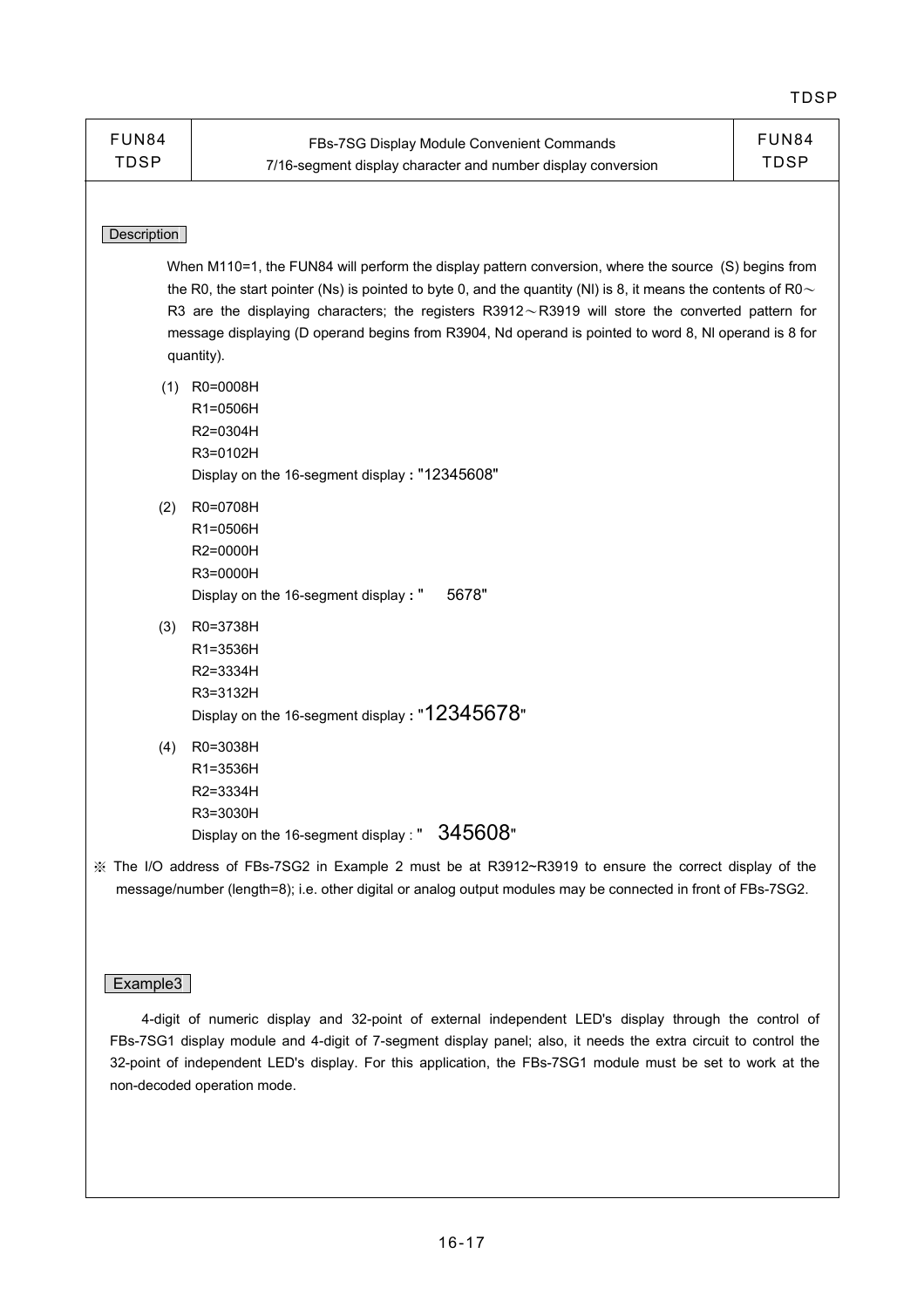| FUN84 TDSP | FBs-7SG Display Module Convenient Commands 7/16-segment display character and number display conversion | FUN84 TDSP |
|---|---|---|

**Description**

When M110=1, the FUN84 will perform the display pattern conversion, where the source (S) begins from the R0, the start pointer (Ns) is pointed to byte 0, and the quantity (Nl) is 8, it means the contents of R0～R3 are the displaying characters; the registers R3912～R3919 will store the converted pattern for message displaying (D operand begins from R3904, Nd operand is pointed to word 8, Nl operand is 8 for quantity).

(1) R0=0008H
R1=0506H
R2=0304H
R3=0102H
Display on the 16-segment display **:** "12345608"

(2) R0=0708H
R1=0506H
R2=0000H
R3=0000H
Display on the 16-segment display **:** "    5678"

(3) R0=3738H
R1=3536H
R2=3334H
R3=3132H
Display on the 16-segment display **:** "12345678"

(4) R0=3038H
R1=3536H
R2=3334H
R3=3030H
Display on the 16-segment display : "  345608"

※ The I/O address of FBs-7SG2 in Example 2 must be at R3912~R3919 to ensure the correct display of the message/number (length=8); i.e. other digital or analog output modules may be connected in front of FBs-7SG2.

**Example3**

4-digit of numeric display and 32-point of external independent LED's display through the control of FBs-7SG1 display module and 4-digit of 7-segment display panel; also, it needs the extra circuit to control the 32-point of independent LED's display. For this application, the FBs-7SG1 module must be set to work at the non-decoded operation mode.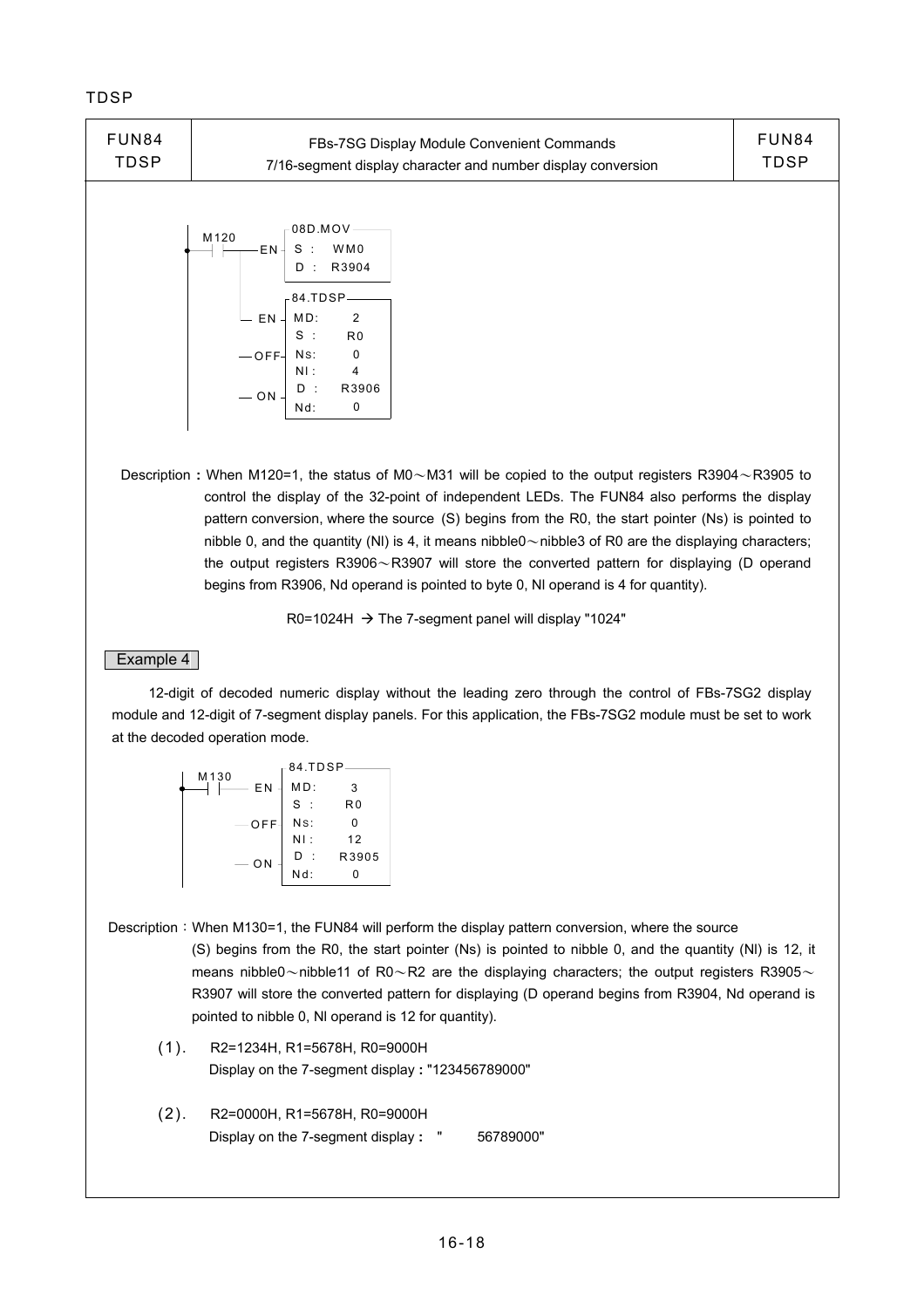TDSP

| FUN84 TDSP | FBs-7SG Display Module Convenient Commands 7/16-segment display character and number display conversion | FUN84 TDSP |
|---|---|---|

```
       M120            08D.MOV
  ─┤ ├──────EN─  S :  WM0
       │             D :  R3904
       │
       │            84.TDSP
       └────EN─  MD:   2
                     S :   R0
            ─OFF─  Ns:   0
                     Nl :   4
            ─ON─   D :  R3906
                     Nd:   0
```

Description **:** When M120=1, the status of M0～M31 will be copied to the output registers R3904～R3905 to control the display of the 32-point of independent LEDs. The FUN84 also performs the display pattern conversion, where the source (S) begins from the R0, the start pointer (Ns) is pointed to nibble 0, and the quantity (Nl) is 4, it means nibble0～nibble3 of R0 are the displaying characters; the output registers R3906～R3907 will store the converted pattern for displaying (D operand begins from R3906, Nd operand is pointed to byte 0, Nl operand is 4 for quantity).

R0=1024H → The 7-segment panel will display "1024"

**Example 4**

12-digit of decoded numeric display without the leading zero through the control of FBs-7SG2 display module and 12-digit of 7-segment display panels. For this application, the FBs-7SG2 module must be set to work at the decoded operation mode.

```
       M130            84.TDSP
  ─┤ ├──────EN─  MD:   3
                     S :   R0
            ─OFF─  Ns:   0
                     Nl :   12
            ─ON─   D :  R3905
                     Nd:   0
```

Description：When M130=1, the FUN84 will perform the display pattern conversion, where the source (S) begins from the R0, the start pointer (Ns) is pointed to nibble 0, and the quantity (Nl) is 12, it means nibble0～nibble11 of R0～R2 are the displaying characters; the output registers R3905～R3907 will store the converted pattern for displaying (D operand begins from R3904, Nd operand is pointed to nibble 0, Nl operand is 12 for quantity).

(1). R2=1234H, R1=5678H, R0=9000H
Display on the 7-segment display **:** "123456789000"

(2). R2=0000H, R1=5678H, R0=9000H
Display on the 7-segment display **:** "        56789000"